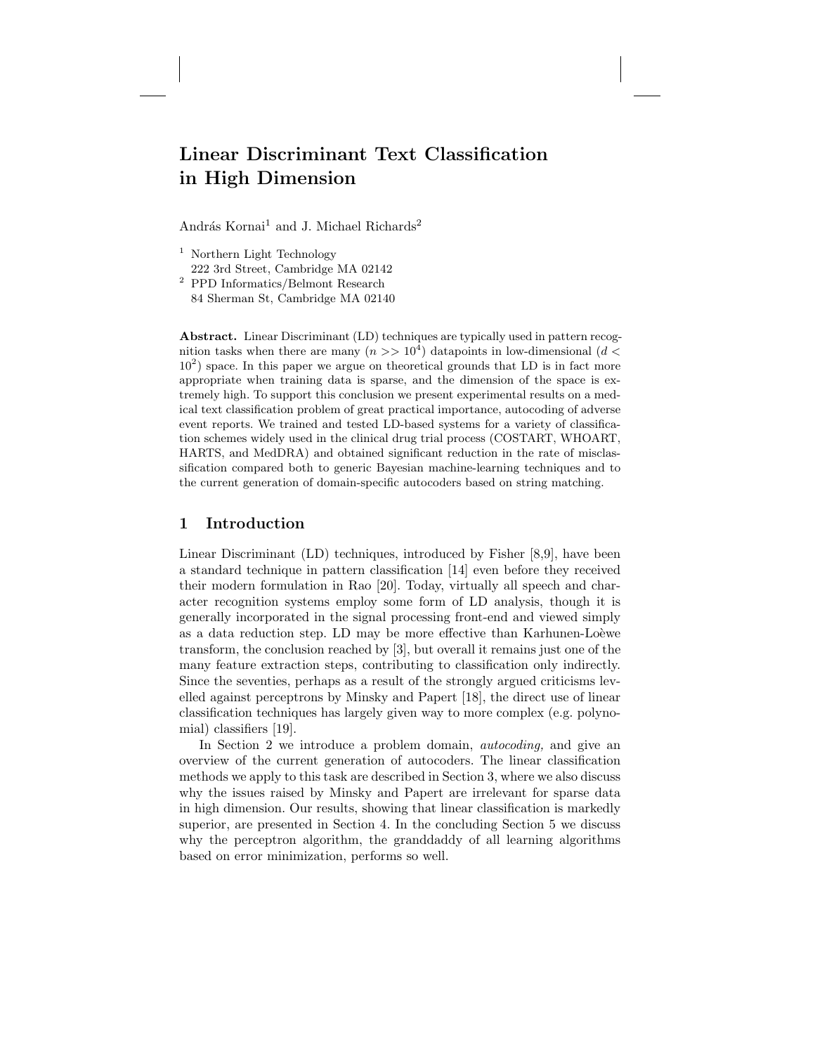# Linear Discriminant Text Classification in High Dimension

András Kornai[1] and J. Michael Richards[2]

[1] Northern Light Technology
222 3rd Street, Cambridge MA 02142

[2] PPD Informatics/Belmont Research
84 Sherman St, Cambridge MA 02140

**Abstract.** Linear Discriminant (LD) techniques are typically used in pattern recognition tasks when there are many ($n >> 10^4$) datapoints in low-dimensional ($d < 10^2$) space. In this paper we argue on theoretical grounds that LD is in fact more appropriate when training data is sparse, and the dimension of the space is extremely high. To support this conclusion we present experimental results on a medical text classification problem of great practical importance, autocoding of adverse event reports. We trained and tested LD-based systems for a variety of classification schemes widely used in the clinical drug trial process (COSTART, WHOART, HARTS, and MedDRA) and obtained significant reduction in the rate of misclassification compared both to generic Bayesian machine-learning techniques and to the current generation of domain-specific autocoders based on string matching.

## 1 Introduction

Linear Discriminant (LD) techniques, introduced by Fisher [8,9], have been a standard technique in pattern classification [14] even before they received their modern formulation in Rao [20]. Today, virtually all speech and character recognition systems employ some form of LD analysis, though it is generally incorporated in the signal processing front-end and viewed simply as a data reduction step. LD may be more effective than Karhunen-Loèwe transform, the conclusion reached by [3], but overall it remains just one of the many feature extraction steps, contributing to classification only indirectly. Since the seventies, perhaps as a result of the strongly argued criticisms levelled against perceptrons by Minsky and Papert [18], the direct use of linear classification techniques has largely given way to more complex (e.g. polynomial) classifiers [19].

In Section 2 we introduce a problem domain, *autocoding,* and give an overview of the current generation of autocoders. The linear classification methods we apply to this task are described in Section 3, where we also discuss why the issues raised by Minsky and Papert are irrelevant for sparse data in high dimension. Our results, showing that linear classification is markedly superior, are presented in Section 4. In the concluding Section 5 we discuss why the perceptron algorithm, the granddaddy of all learning algorithms based on error minimization, performs so well.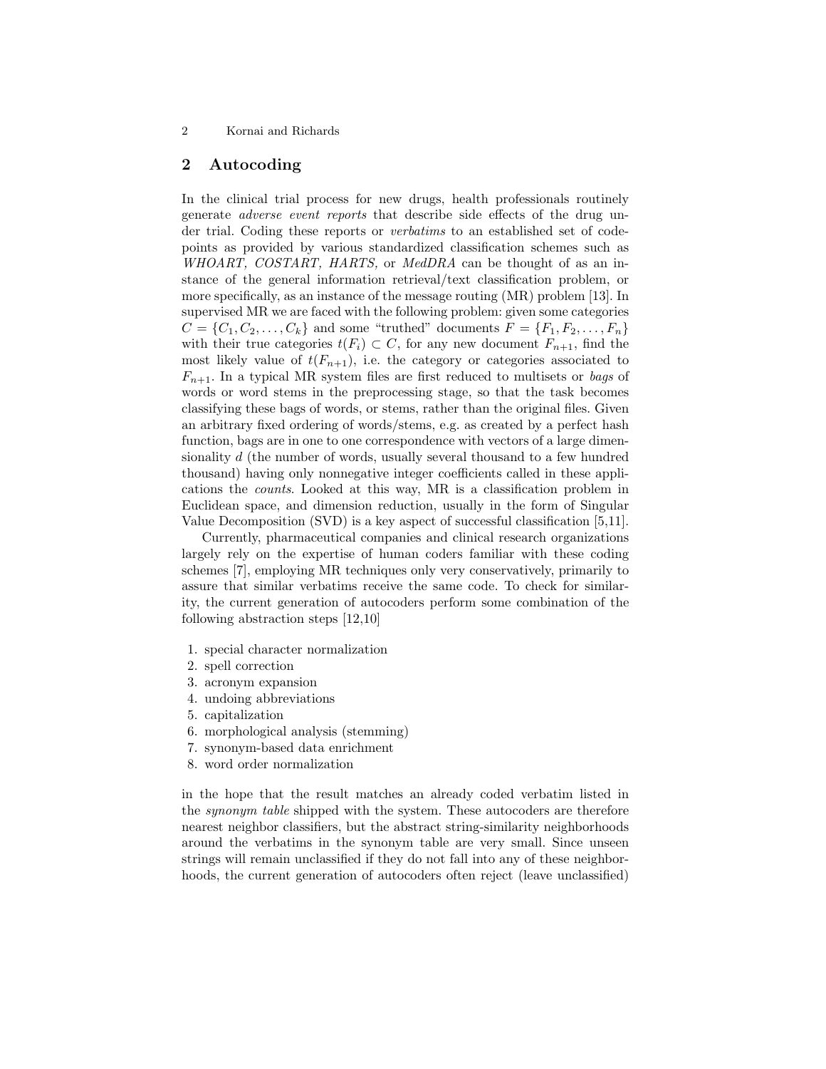## 2 Autocoding

In the clinical trial process for new drugs, health professionals routinely generate *adverse event reports* that describe side effects of the drug under trial. Coding these reports or *verbatims* to an established set of codepoints as provided by various standardized classification schemes such as *WHOART, COSTART, HARTS,* or *MedDRA* can be thought of as an instance of the general information retrieval/text classification problem, or more specifically, as an instance of the message routing (MR) problem [13]. In supervised MR we are faced with the following problem: given some categories $C = \{C_1, C_2, \ldots, C_k\}$ and some "truthed" documents $F = \{F_1, F_2, \ldots, F_n\}$ with their true categories $t(F_i) \subset C$, for any new document $F_{n+1}$, find the most likely value of $t(F_{n+1})$, i.e. the category or categories associated to $F_{n+1}$. In a typical MR system files are first reduced to multisets or *bags* of words or word stems in the preprocessing stage, so that the task becomes classifying these bags of words, or stems, rather than the original files. Given an arbitrary fixed ordering of words/stems, e.g. as created by a perfect hash function, bags are in one to one correspondence with vectors of a large dimensionality $d$ (the number of words, usually several thousand to a few hundred thousand) having only nonnegative integer coefficients called in these applications the *counts*. Looked at this way, MR is a classification problem in Euclidean space, and dimension reduction, usually in the form of Singular Value Decomposition (SVD) is a key aspect of successful classification [5,11].

Currently, pharmaceutical companies and clinical research organizations largely rely on the expertise of human coders familiar with these coding schemes [7], employing MR techniques only very conservatively, primarily to assure that similar verbatims receive the same code. To check for similarity, the current generation of autocoders perform some combination of the following abstraction steps [12,10]

1. special character normalization
2. spell correction
3. acronym expansion
4. undoing abbreviations
5. capitalization
6. morphological analysis (stemming)
7. synonym-based data enrichment
8. word order normalization

in the hope that the result matches an already coded verbatim listed in the *synonym table* shipped with the system. These autocoders are therefore nearest neighbor classifiers, but the abstract string-similarity neighborhoods around the verbatims in the synonym table are very small. Since unseen strings will remain unclassified if they do not fall into any of these neighborhoods, the current generation of autocoders often reject (leave unclassified)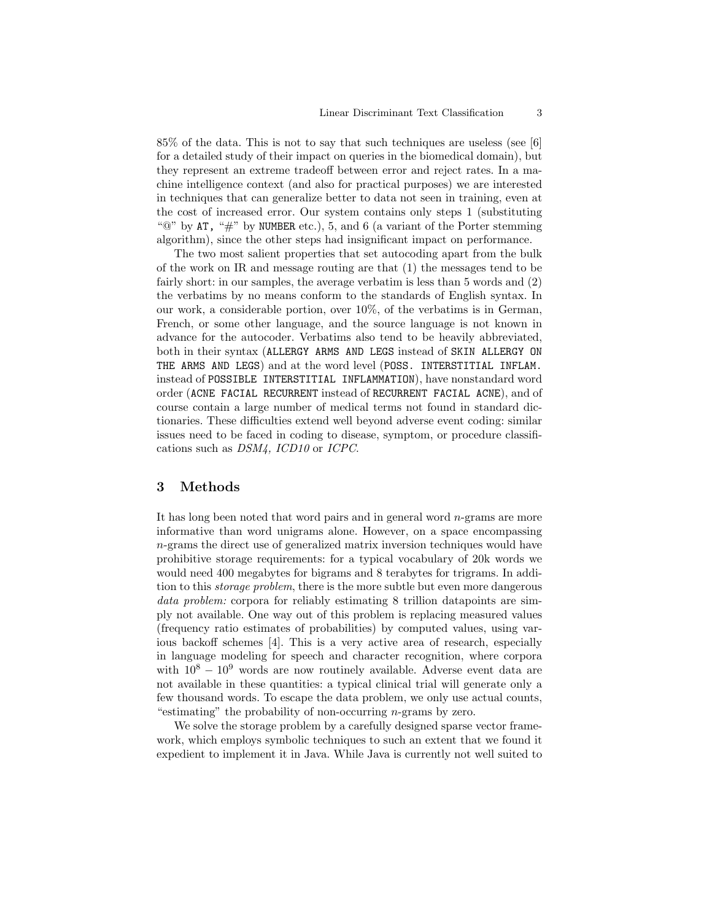85% of the data. This is not to say that such techniques are useless (see [6] for a detailed study of their impact on queries in the biomedical domain), but they represent an extreme tradeoff between error and reject rates. In a machine intelligence context (and also for practical purposes) we are interested in techniques that can generalize better to data not seen in training, even at the cost of increased error. Our system contains only steps 1 (substituting "@" by `AT`, "#" by `NUMBER` etc.), 5, and 6 (a variant of the Porter stemming algorithm), since the other steps had insignificant impact on performance.

The two most salient properties that set autocoding apart from the bulk of the work on IR and message routing are that (1) the messages tend to be fairly short: in our samples, the average verbatim is less than 5 words and (2) the verbatims by no means conform to the standards of English syntax. In our work, a considerable portion, over 10%, of the verbatims is in German, French, or some other language, and the source language is not known in advance for the autocoder. Verbatims also tend to be heavily abbreviated, both in their syntax (`ALLERGY ARMS AND LEGS` instead of `SKIN ALLERGY ON THE ARMS AND LEGS`) and at the word level (`POSS. INTERSTITIAL INFLAM.` instead of `POSSIBLE INTERSTITIAL INFLAMMATION`), have nonstandard word order (`ACNE FACIAL RECURRENT` instead of `RECURRENT FACIAL ACNE`), and of course contain a large number of medical terms not found in standard dictionaries. These difficulties extend well beyond adverse event coding: similar issues need to be faced in coding to disease, symptom, or procedure classifications such as *DSM4, ICD10* or *ICPC*.

## 3 Methods

It has long been noted that word pairs and in general word $n$-grams are more informative than word unigrams alone. However, on a space encompassing $n$-grams the direct use of generalized matrix inversion techniques would have prohibitive storage requirements: for a typical vocabulary of 20k words we would need 400 megabytes for bigrams and 8 terabytes for trigrams. In addition to this *storage problem*, there is the more subtle but even more dangerous *data problem:* corpora for reliably estimating 8 trillion datapoints are simply not available. One way out of this problem is replacing measured values (frequency ratio estimates of probabilities) by computed values, using various backoff schemes [4]. This is a very active area of research, especially in language modeling for speech and character recognition, where corpora with $10^8 - 10^9$ words are now routinely available. Adverse event data are not available in these quantities: a typical clinical trial will generate only a few thousand words. To escape the data problem, we only use actual counts, "estimating" the probability of non-occurring $n$-grams by zero.

We solve the storage problem by a carefully designed sparse vector framework, which employs symbolic techniques to such an extent that we found it expedient to implement it in Java. While Java is currently not well suited to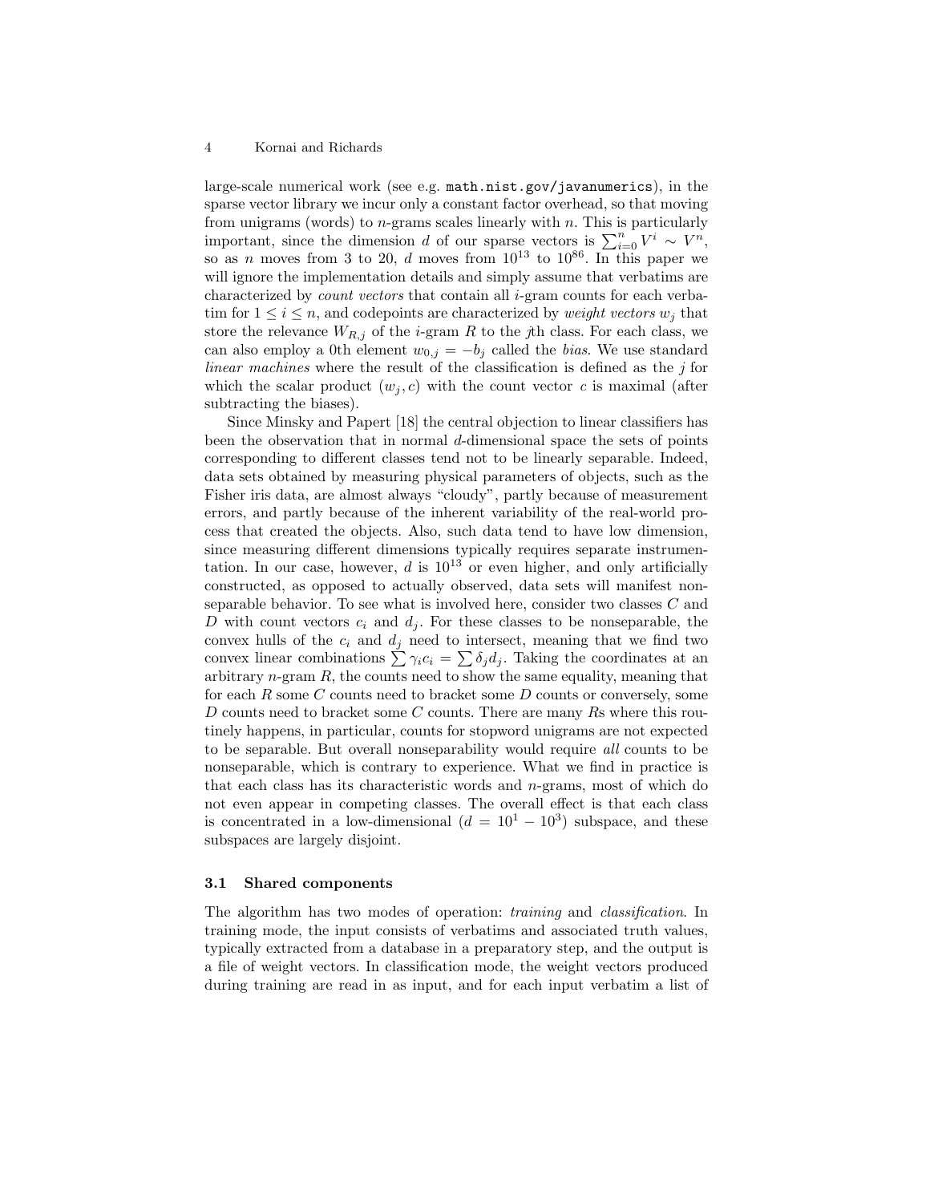large-scale numerical work (see e.g. `math.nist.gov/javanumerics`), in the sparse vector library we incur only a constant factor overhead, so that moving from unigrams (words) to $n$-grams scales linearly with $n$. This is particularly important, since the dimension $d$ of our sparse vectors is $\sum_{i=0}^{n} V^i \sim V^n$, so as $n$ moves from 3 to 20, $d$ moves from $10^{13}$ to $10^{86}$. In this paper we will ignore the implementation details and simply assume that verbatims are characterized by *count vectors* that contain all $i$-gram counts for each verbatim for $1 \leq i \leq n$, and codepoints are characterized by *weight vectors* $w_j$ that store the relevance $W_{R,j}$ of the $i$-gram $R$ to the $j$th class. For each class, we can also employ a 0th element $w_{0,j} = -b_j$ called the *bias*. We use standard *linear machines* where the result of the classification is defined as the $j$ for which the scalar product $(w_j, c)$ with the count vector $c$ is maximal (after subtracting the biases).

Since Minsky and Papert [18] the central objection to linear classifiers has been the observation that in normal $d$-dimensional space the sets of points corresponding to different classes tend not to be linearly separable. Indeed, data sets obtained by measuring physical parameters of objects, such as the Fisher iris data, are almost always "cloudy", partly because of measurement errors, and partly because of the inherent variability of the real-world process that created the objects. Also, such data tend to have low dimension, since measuring different dimensions typically requires separate instrumentation. In our case, however, $d$ is $10^{13}$ or even higher, and only artificially constructed, as opposed to actually observed, data sets will manifest nonseparable behavior. To see what is involved here, consider two classes $C$ and $D$ with count vectors $c_i$ and $d_j$. For these classes to be nonseparable, the convex hulls of the $c_i$ and $d_j$ need to intersect, meaning that we find two convex linear combinations $\sum \gamma_i c_i = \sum \delta_j d_j$. Taking the coordinates at an arbitrary $n$-gram $R$, the counts need to show the same equality, meaning that for each $R$ some $C$ counts need to bracket some $D$ counts or conversely, some $D$ counts need to bracket some $C$ counts. There are many $R$s where this routinely happens, in particular, counts for stopword unigrams are not expected to be separable. But overall nonseparability would require *all* counts to be nonseparable, which is contrary to experience. What we find in practice is that each class has its characteristic words and $n$-grams, most of which do not even appear in competing classes. The overall effect is that each class is concentrated in a low-dimensional ($d = 10^1 - 10^3$) subspace, and these subspaces are largely disjoint.

### 3.1 Shared components

The algorithm has two modes of operation: *training* and *classification*. In training mode, the input consists of verbatims and associated truth values, typically extracted from a database in a preparatory step, and the output is a file of weight vectors. In classification mode, the weight vectors produced during training are read in as input, and for each input verbatim a list of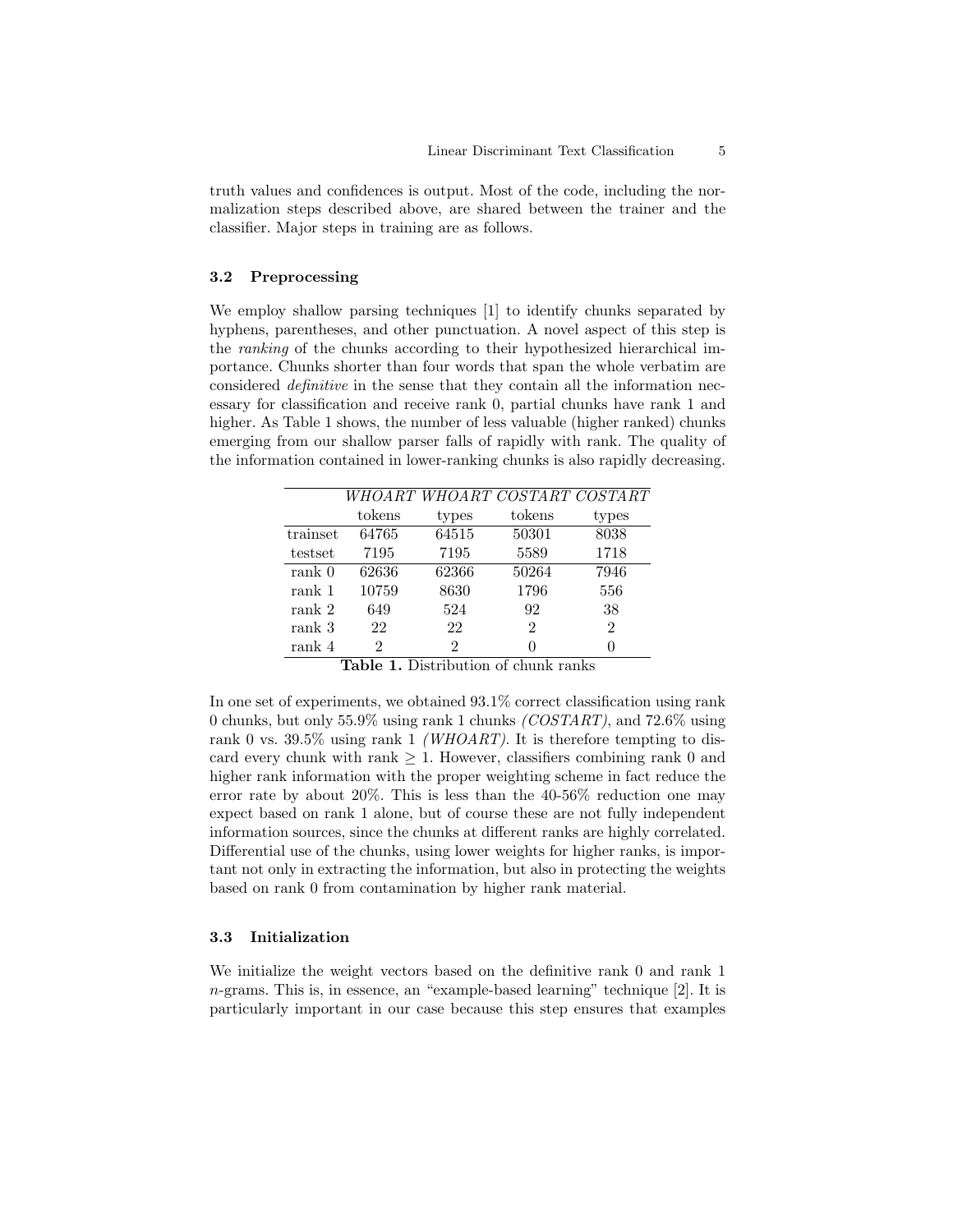truth values and confidences is output. Most of the code, including the normalization steps described above, are shared between the trainer and the classifier. Major steps in training are as follows.

### 3.2 Preprocessing

We employ shallow parsing techniques [1] to identify chunks separated by hyphens, parentheses, and other punctuation. A novel aspect of this step is the *ranking* of the chunks according to their hypothesized hierarchical importance. Chunks shorter than four words that span the whole verbatim are considered *definitive* in the sense that they contain all the information necessary for classification and receive rank 0, partial chunks have rank 1 and higher. As Table 1 shows, the number of less valuable (higher ranked) chunks emerging from our shallow parser falls of rapidly with rank. The quality of the information contained in lower-ranking chunks is also rapidly decreasing.

| | *WHOART* | *WHOART* | *COSTART* | *COSTART* |
|---|---|---|---|---|
| | tokens | types | tokens | types |
| trainset | 64765 | 64515 | 50301 | 8038 |
| testset | 7195 | 7195 | 5589 | 1718 |
| rank 0 | 62636 | 62366 | 50264 | 7946 |
| rank 1 | 10759 | 8630 | 1796 | 556 |
| rank 2 | 649 | 524 | 92 | 38 |
| rank 3 | 22 | 22 | 2 | 2 |
| rank 4 | 2 | 2 | 0 | 0 |

**Table 1.** Distribution of chunk ranks

In one set of experiments, we obtained 93.1% correct classification using rank 0 chunks, but only 55.9% using rank 1 chunks *(COSTART)*, and 72.6% using rank 0 vs. 39.5% using rank 1 *(WHOART)*. It is therefore tempting to discard every chunk with rank $\geq 1$. However, classifiers combining rank 0 and higher rank information with the proper weighting scheme in fact reduce the error rate by about 20%. This is less than the 40-56% reduction one may expect based on rank 1 alone, but of course these are not fully independent information sources, since the chunks at different ranks are highly correlated. Differential use of the chunks, using lower weights for higher ranks, is important not only in extracting the information, but also in protecting the weights based on rank 0 from contamination by higher rank material.

### 3.3 Initialization

We initialize the weight vectors based on the definitive rank 0 and rank 1 $n$-grams. This is, in essence, an "example-based learning" technique [2]. It is particularly important in our case because this step ensures that examples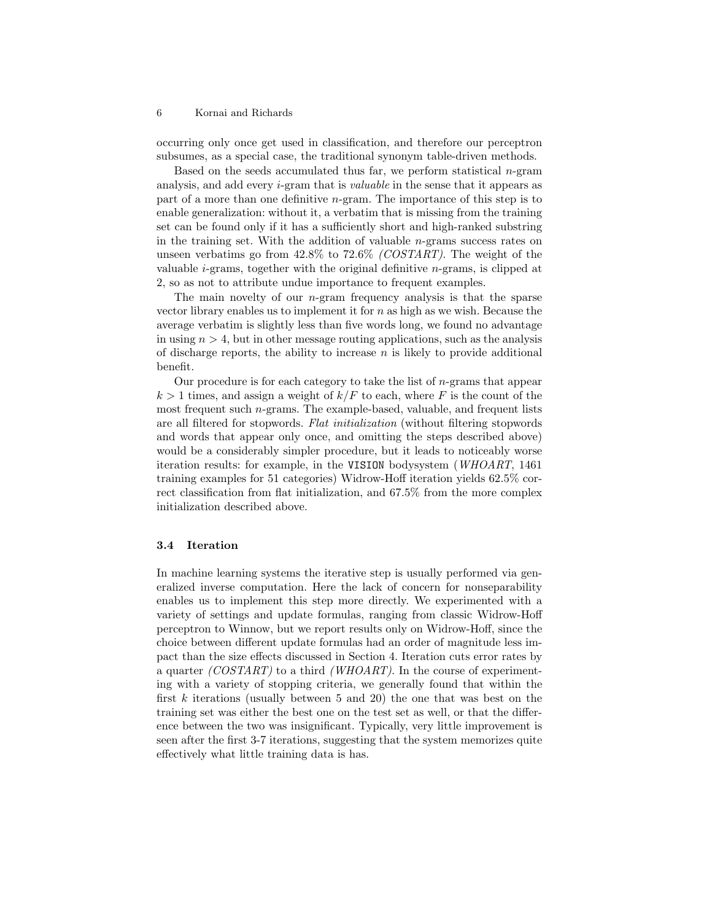occurring only once get used in classification, and therefore our perceptron subsumes, as a special case, the traditional synonym table-driven methods.

Based on the seeds accumulated thus far, we perform statistical $n$-gram analysis, and add every $i$-gram that is *valuable* in the sense that it appears as part of a more than one definitive $n$-gram. The importance of this step is to enable generalization: without it, a verbatim that is missing from the training set can be found only if it has a sufficiently short and high-ranked substring in the training set. With the addition of valuable $n$-grams success rates on unseen verbatims go from 42.8% to 72.6% *(COSTART)*. The weight of the valuable $i$-grams, together with the original definitive $n$-grams, is clipped at 2, so as not to attribute undue importance to frequent examples.

The main novelty of our $n$-gram frequency analysis is that the sparse vector library enables us to implement it for $n$ as high as we wish. Because the average verbatim is slightly less than five words long, we found no advantage in using $n > 4$, but in other message routing applications, such as the analysis of discharge reports, the ability to increase $n$ is likely to provide additional benefit.

Our procedure is for each category to take the list of $n$-grams that appear $k > 1$ times, and assign a weight of $k/F$ to each, where $F$ is the count of the most frequent such $n$-grams. The example-based, valuable, and frequent lists are all filtered for stopwords. *Flat initialization* (without filtering stopwords and words that appear only once, and omitting the steps described above) would be a considerably simpler procedure, but it leads to noticeably worse iteration results: for example, in the `VISION` bodysystem (*WHOART*, 1461 training examples for 51 categories) Widrow-Hoff iteration yields 62.5% correct classification from flat initialization, and 67.5% from the more complex initialization described above.

### 3.4 Iteration

In machine learning systems the iterative step is usually performed via generalized inverse computation. Here the lack of concern for nonseparability enables us to implement this step more directly. We experimented with a variety of settings and update formulas, ranging from classic Widrow-Hoff perceptron to Winnow, but we report results only on Widrow-Hoff, since the choice between different update formulas had an order of magnitude less impact than the size effects discussed in Section 4. Iteration cuts error rates by a quarter *(COSTART)* to a third *(WHOART)*. In the course of experimenting with a variety of stopping criteria, we generally found that within the first $k$ iterations (usually between 5 and 20) the one that was best on the training set was either the best one on the test set as well, or that the difference between the two was insignificant. Typically, very little improvement is seen after the first 3-7 iterations, suggesting that the system memorizes quite effectively what little training data is has.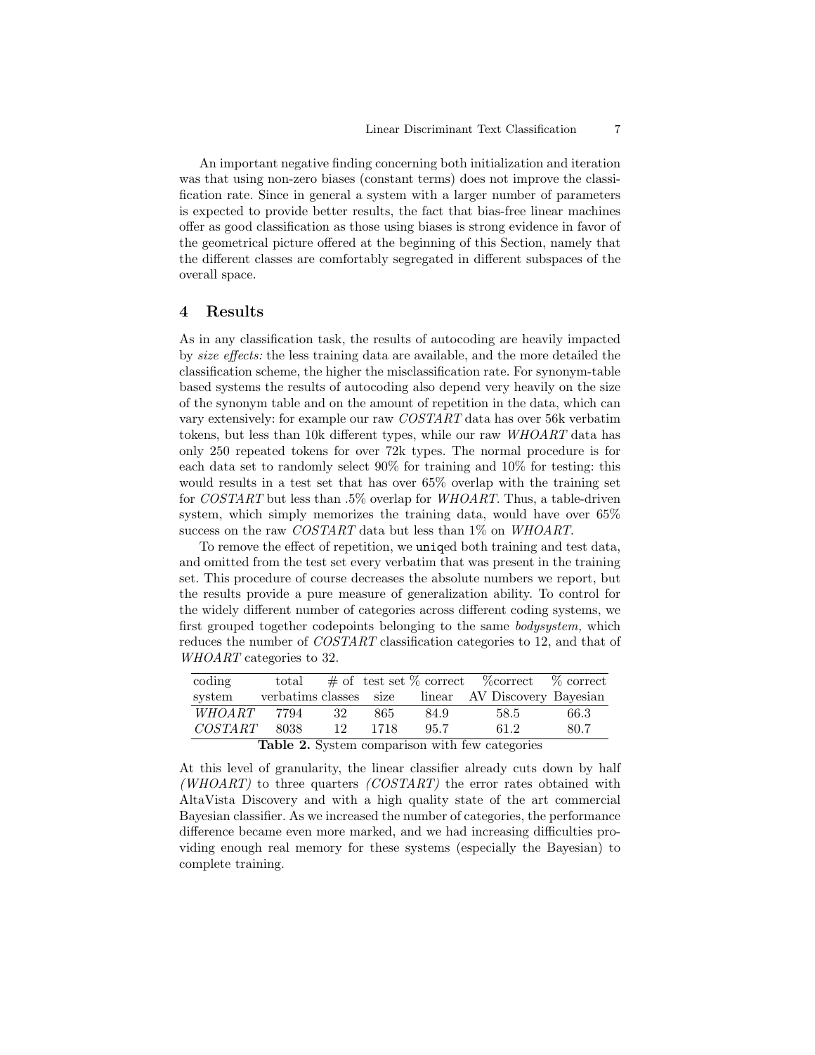An important negative finding concerning both initialization and iteration was that using non-zero biases (constant terms) does not improve the classification rate. Since in general a system with a larger number of parameters is expected to provide better results, the fact that bias-free linear machines offer as good classification as those using biases is strong evidence in favor of the geometrical picture offered at the beginning of this Section, namely that the different classes are comfortably segregated in different subspaces of the overall space.

## 4 Results

As in any classification task, the results of autocoding are heavily impacted by *size effects:* the less training data are available, and the more detailed the classification scheme, the higher the misclassification rate. For synonym-table based systems the results of autocoding also depend very heavily on the size of the synonym table and on the amount of repetition in the data, which can vary extensively: for example our raw *COSTART* data has over 56k verbatim tokens, but less than 10k different types, while our raw *WHOART* data has only 250 repeated tokens for over 72k types. The normal procedure is for each data set to randomly select 90% for training and 10% for testing: this would results in a test set that has over 65% overlap with the training set for *COSTART* but less than .5% overlap for *WHOART*. Thus, a table-driven system, which simply memorizes the training data, would have over 65% success on the raw *COSTART* data but less than 1% on *WHOART*.

To remove the effect of repetition, we `uniq`ed both training and test data, and omitted from the test set every verbatim that was present in the training set. This procedure of course decreases the absolute numbers we report, but the results provide a pure measure of generalization ability. To control for the widely different number of categories across different coding systems, we first grouped together codepoints belonging to the same *bodysystem,* which reduces the number of *COSTART* classification categories to 12, and that of *WHOART* categories to 32.

| coding system | total verbatims | # of classes | test set size | % correct linear | %correct AV Discovery | % correct Bayesian |
|---|---|---|---|---|---|---|
| *WHOART* | 7794 | 32 | 865 | 84.9 | 58.5 | 66.3 |
| *COSTART* | 8038 | 12 | 1718 | 95.7 | 61.2 | 80.7 |

**Table 2.** System comparison with few categories

At this level of granularity, the linear classifier already cuts down by half *(WHOART)* to three quarters *(COSTART)* the error rates obtained with AltaVista Discovery and with a high quality state of the art commercial Bayesian classifier. As we increased the number of categories, the performance difference became even more marked, and we had increasing difficulties providing enough real memory for these systems (especially the Bayesian) to complete training.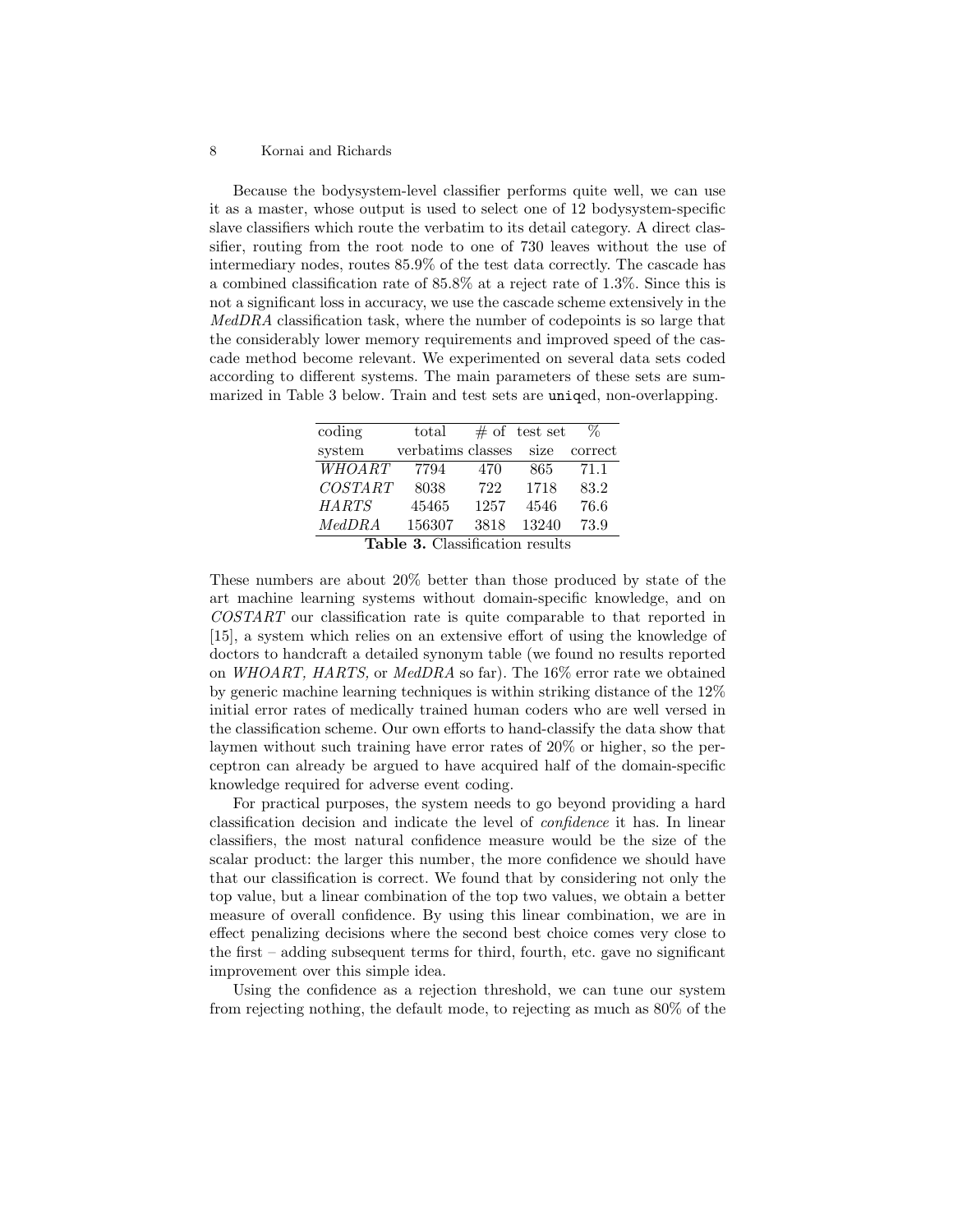Because the bodysystem-level classifier performs quite well, we can use it as a master, whose output is used to select one of 12 bodysystem-specific slave classifiers which route the verbatim to its detail category. A direct classifier, routing from the root node to one of 730 leaves without the use of intermediary nodes, routes 85.9% of the test data correctly. The cascade has a combined classification rate of 85.8% at a reject rate of 1.3%. Since this is not a significant loss in accuracy, we use the cascade scheme extensively in the *MedDRA* classification task, where the number of codepoints is so large that the considerably lower memory requirements and improved speed of the cascade method become relevant. We experimented on several data sets coded according to different systems. The main parameters of these sets are summarized in Table 3 below. Train and test sets are `uniq`ed, non-overlapping.

| coding system | total verbatims | # of classes | test set size | % correct |
|---|---|---|---|---|
| *WHOART* | 7794 | 470 | 865 | 71.1 |
| *COSTART* | 8038 | 722 | 1718 | 83.2 |
| *HARTS* | 45465 | 1257 | 4546 | 76.6 |
| *MedDRA* | 156307 | 3818 | 13240 | 73.9 |

**Table 3.** Classification results

These numbers are about 20% better than those produced by state of the art machine learning systems without domain-specific knowledge, and on *COSTART* our classification rate is quite comparable to that reported in [15], a system which relies on an extensive effort of using the knowledge of doctors to handcraft a detailed synonym table (we found no results reported on *WHOART, HARTS*, or *MedDRA* so far). The 16% error rate we obtained by generic machine learning techniques is within striking distance of the 12% initial error rates of medically trained human coders who are well versed in the classification scheme. Our own efforts to hand-classify the data show that laymen without such training have error rates of 20% or higher, so the perceptron can already be argued to have acquired half of the domain-specific knowledge required for adverse event coding.

For practical purposes, the system needs to go beyond providing a hard classification decision and indicate the level of *confidence* it has. In linear classifiers, the most natural confidence measure would be the size of the scalar product: the larger this number, the more confidence we should have that our classification is correct. We found that by considering not only the top value, but a linear combination of the top two values, we obtain a better measure of overall confidence. By using this linear combination, we are in effect penalizing decisions where the second best choice comes very close to the first – adding subsequent terms for third, fourth, etc. gave no significant improvement over this simple idea.

Using the confidence as a rejection threshold, we can tune our system from rejecting nothing, the default mode, to rejecting as much as 80% of the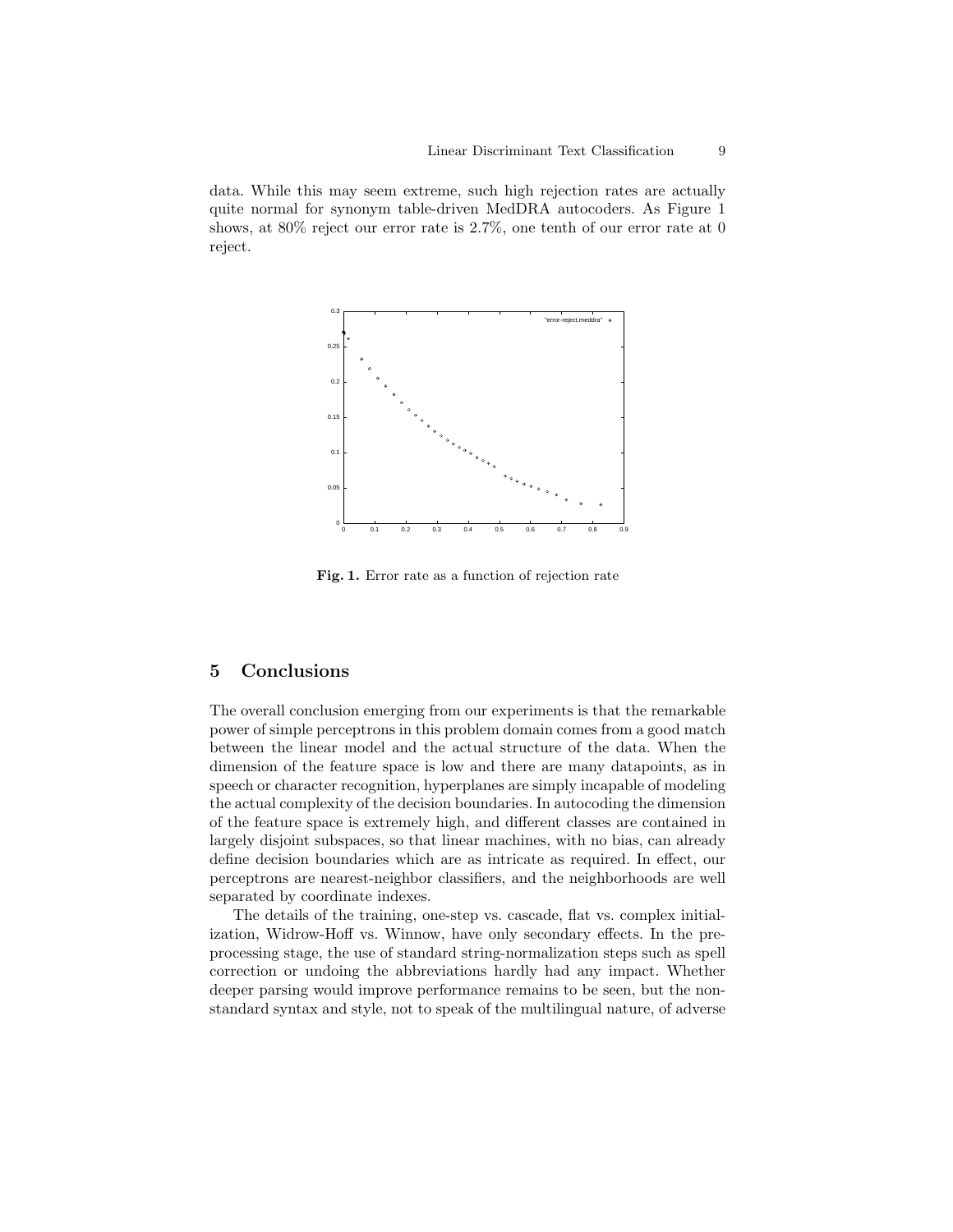data. While this may seem extreme, such high rejection rates are actually quite normal for synonym table-driven MedDRA autocoders. As Figure 1 shows, at 80% reject our error rate is 2.7%, one tenth of our error rate at 0 reject.

**Fig. 1.** Error rate as a function of rejection rate

## 5 Conclusions

The overall conclusion emerging from our experiments is that the remarkable power of simple perceptrons in this problem domain comes from a good match between the linear model and the actual structure of the data. When the dimension of the feature space is low and there are many datapoints, as in speech or character recognition, hyperplanes are simply incapable of modeling the actual complexity of the decision boundaries. In autocoding the dimension of the feature space is extremely high, and different classes are contained in largely disjoint subspaces, so that linear machines, with no bias, can already define decision boundaries which are as intricate as required. In effect, our perceptrons are nearest-neighbor classifiers, and the neighborhoods are well separated by coordinate indexes.

The details of the training, one-step vs. cascade, flat vs. complex initialization, Widrow-Hoff vs. Winnow, have only secondary effects. In the preprocessing stage, the use of standard string-normalization steps such as spell correction or undoing the abbreviations hardly had any impact. Whether deeper parsing would improve performance remains to be seen, but the non-standard syntax and style, not to speak of the multilingual nature, of adverse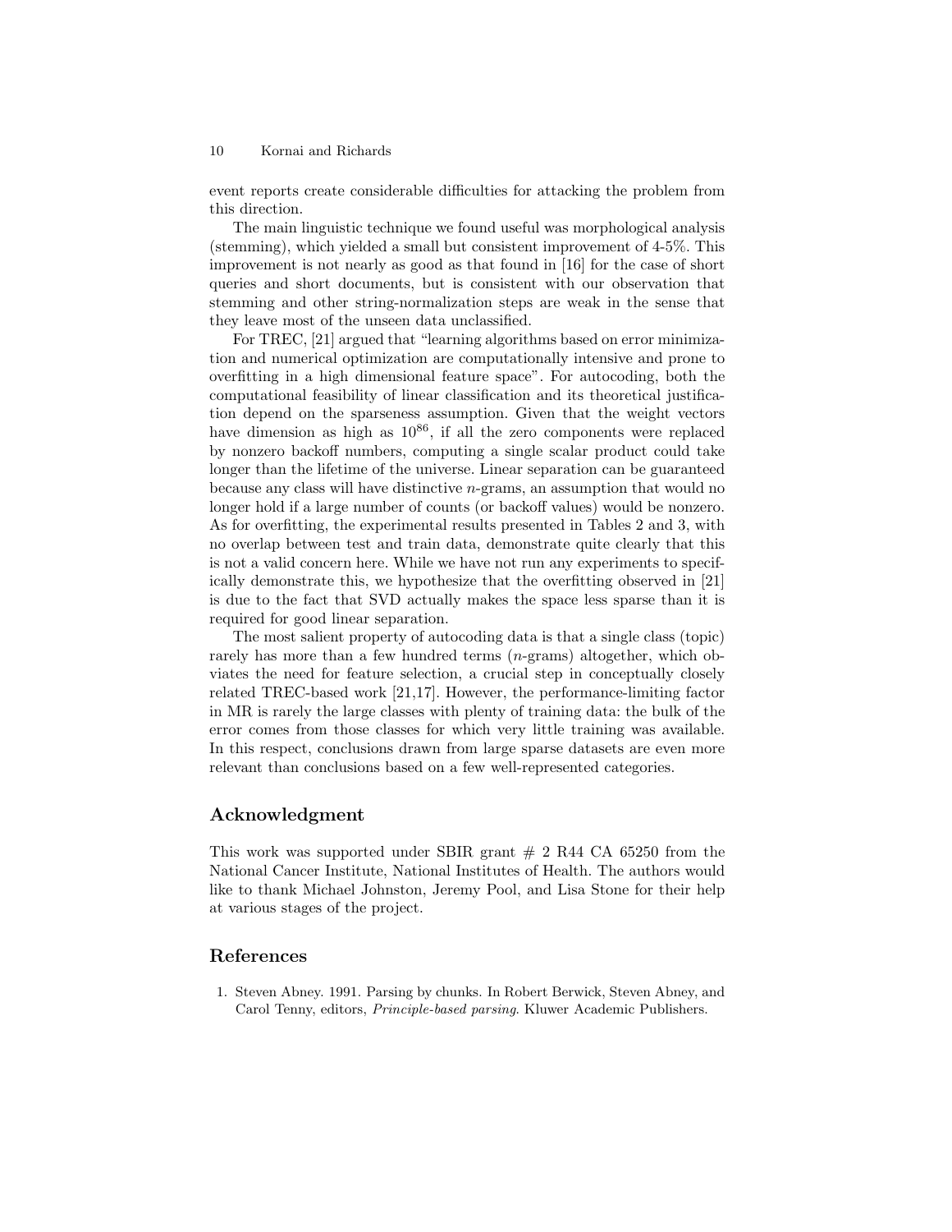event reports create considerable difficulties for attacking the problem from this direction.

The main linguistic technique we found useful was morphological analysis (stemming), which yielded a small but consistent improvement of 4-5%. This improvement is not nearly as good as that found in [16] for the case of short queries and short documents, but is consistent with our observation that stemming and other string-normalization steps are weak in the sense that they leave most of the unseen data unclassified.

For TREC, [21] argued that "learning algorithms based on error minimization and numerical optimization are computationally intensive and prone to overfitting in a high dimensional feature space". For autocoding, both the computational feasibility of linear classification and its theoretical justification depend on the sparseness assumption. Given that the weight vectors have dimension as high as $10^{86}$, if all the zero components were replaced by nonzero backoff numbers, computing a single scalar product could take longer than the lifetime of the universe. Linear separation can be guaranteed because any class will have distinctive $n$-grams, an assumption that would no longer hold if a large number of counts (or backoff values) would be nonzero. As for overfitting, the experimental results presented in Tables 2 and 3, with no overlap between test and train data, demonstrate quite clearly that this is not a valid concern here. While we have not run any experiments to specifically demonstrate this, we hypothesize that the overfitting observed in [21] is due to the fact that SVD actually makes the space less sparse than it is required for good linear separation.

The most salient property of autocoding data is that a single class (topic) rarely has more than a few hundred terms ($n$-grams) altogether, which obviates the need for feature selection, a crucial step in conceptually closely related TREC-based work [21,17]. However, the performance-limiting factor in MR is rarely the large classes with plenty of training data: the bulk of the error comes from those classes for which very little training was available. In this respect, conclusions drawn from large sparse datasets are even more relevant than conclusions based on a few well-represented categories.

## Acknowledgment

This work was supported under SBIR grant # 2 R44 CA 65250 from the National Cancer Institute, National Institutes of Health. The authors would like to thank Michael Johnston, Jeremy Pool, and Lisa Stone for their help at various stages of the project.

## References

1. Steven Abney. 1991. Parsing by chunks. In Robert Berwick, Steven Abney, and Carol Tenny, editors, *Principle-based parsing*. Kluwer Academic Publishers.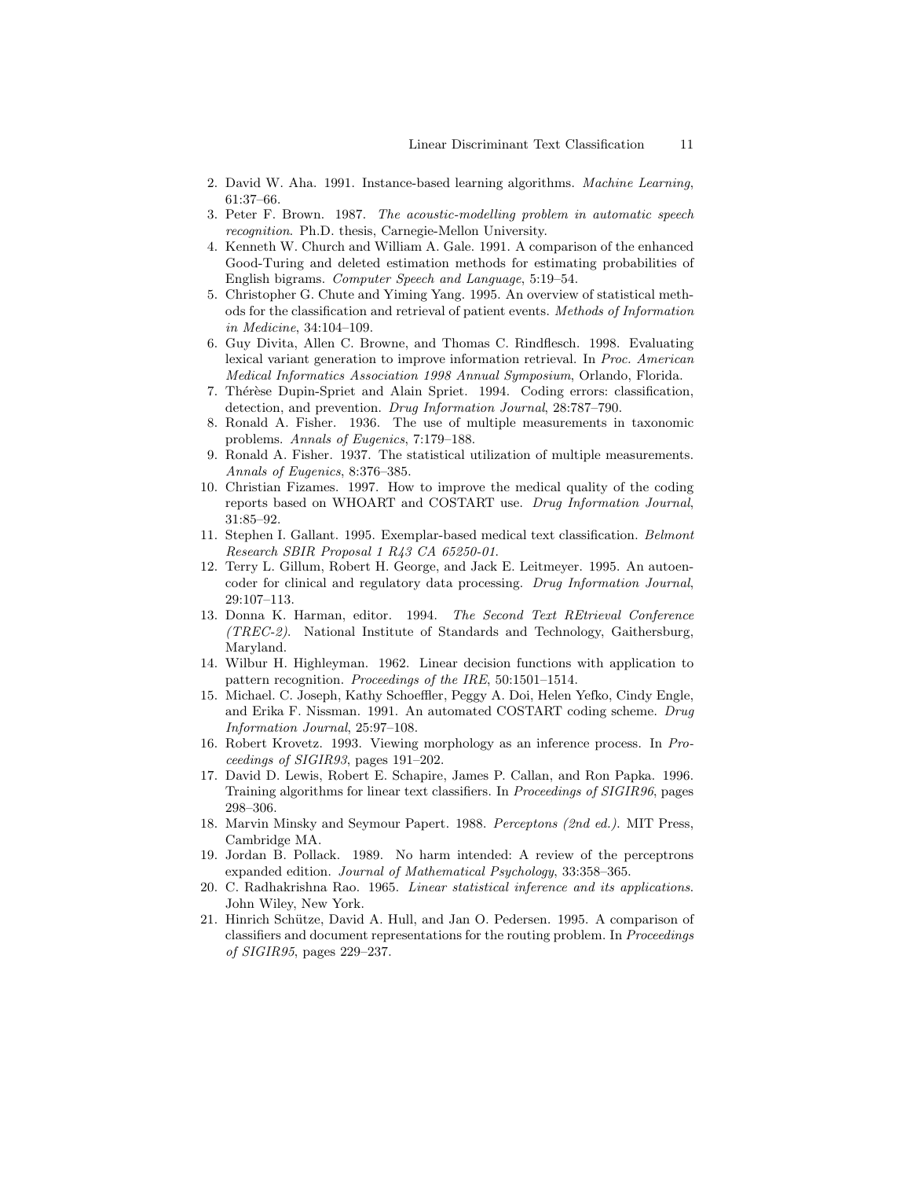2. David W. Aha. 1991. Instance-based learning algorithms. *Machine Learning*, 61:37–66.
3. Peter F. Brown. 1987. *The acoustic-modelling problem in automatic speech recognition*. Ph.D. thesis, Carnegie-Mellon University.
4. Kenneth W. Church and William A. Gale. 1991. A comparison of the enhanced Good-Turing and deleted estimation methods for estimating probabilities of English bigrams. *Computer Speech and Language*, 5:19–54.
5. Christopher G. Chute and Yiming Yang. 1995. An overview of statistical methods for the classification and retrieval of patient events. *Methods of Information in Medicine*, 34:104–109.
6. Guy Divita, Allen C. Browne, and Thomas C. Rindflesch. 1998. Evaluating lexical variant generation to improve information retrieval. In *Proc. American Medical Informatics Association 1998 Annual Symposium*, Orlando, Florida.
7. Thérèse Dupin-Spriet and Alain Spriet. 1994. Coding errors: classification, detection, and prevention. *Drug Information Journal*, 28:787–790.
8. Ronald A. Fisher. 1936. The use of multiple measurements in taxonomic problems. *Annals of Eugenics*, 7:179–188.
9. Ronald A. Fisher. 1937. The statistical utilization of multiple measurements. *Annals of Eugenics*, 8:376–385.
10. Christian Fizames. 1997. How to improve the medical quality of the coding reports based on WHOART and COSTART use. *Drug Information Journal*, 31:85–92.
11. Stephen I. Gallant. 1995. Exemplar-based medical text classification. *Belmont Research SBIR Proposal 1 R43 CA 65250-01.*
12. Terry L. Gillum, Robert H. George, and Jack E. Leitmeyer. 1995. An autoencoder for clinical and regulatory data processing. *Drug Information Journal*, 29:107–113.
13. Donna K. Harman, editor. 1994. *The Second Text REtrieval Conference (TREC-2)*. National Institute of Standards and Technology, Gaithersburg, Maryland.
14. Wilbur H. Highleyman. 1962. Linear decision functions with application to pattern recognition. *Proceedings of the IRE*, 50:1501–1514.
15. Michael. C. Joseph, Kathy Schoeffler, Peggy A. Doi, Helen Yefko, Cindy Engle, and Erika F. Nissman. 1991. An automated COSTART coding scheme. *Drug Information Journal*, 25:97–108.
16. Robert Krovetz. 1993. Viewing morphology as an inference process. In *Proceedings of SIGIR93*, pages 191–202.
17. David D. Lewis, Robert E. Schapire, James P. Callan, and Ron Papka. 1996. Training algorithms for linear text classifiers. In *Proceedings of SIGIR96*, pages 298–306.
18. Marvin Minsky and Seymour Papert. 1988. *Perceptons (2nd ed.)*. MIT Press, Cambridge MA.
19. Jordan B. Pollack. 1989. No harm intended: A review of the perceptrons expanded edition. *Journal of Mathematical Psychology*, 33:358–365.
20. C. Radhakrishna Rao. 1965. *Linear statistical inference and its applications*. John Wiley, New York.
21. Hinrich Schütze, David A. Hull, and Jan O. Pedersen. 1995. A comparison of classifiers and document representations for the routing problem. In *Proceedings of SIGIR95*, pages 229–237.